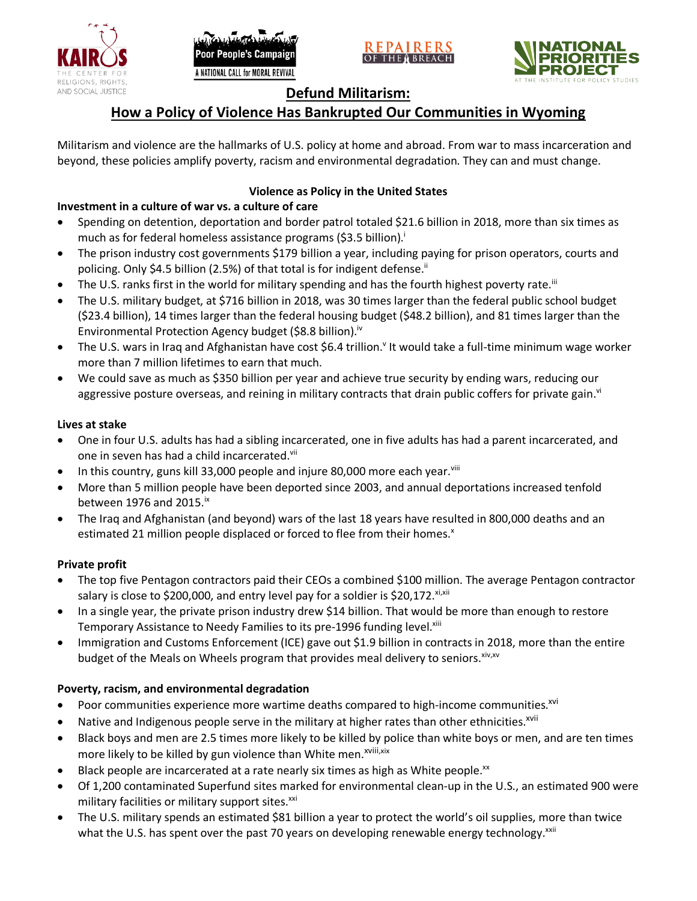# Defund Militarism:

## How a Policy of Violence Has Bankrupted Our Communities in Wyoming

Militarism and violence are the hallmarks of U.S. policy at home and abroad. From war to mass incarceration and beyond, these policies amplify poverty, racism and environmental degradation. They can and must change.

### Violence as Policy in the United States

**Investment in a culture of war vs. a culture of care**

- Spending on detention, deportation and border patrol totaled $21.6 billion in 2018, more than six times as much as for federal homeless assistance programs ($3.5 billion).[i]
- The prison industry cost governments $179 billion a year, including paying for prison operators, courts and policing. Only $4.5 billion (2.5%) of that total is for indigent defense.[ii]
- The U.S. ranks first in the world for military spending and has the fourth highest poverty rate.[iii]
- The U.S. military budget, at $716 billion in 2018, was 30 times larger than the federal public school budget ($23.4 billion), 14 times larger than the federal housing budget ($48.2 billion), and 81 times larger than the Environmental Protection Agency budget ($8.8 billion).[iv]
- The U.S. wars in Iraq and Afghanistan have cost $6.4 trillion.[v] It would take a full-time minimum wage worker more than 7 million lifetimes to earn that much.
- We could save as much as $350 billion per year and achieve true security by ending wars, reducing our aggressive posture overseas, and reining in military contracts that drain public coffers for private gain.[vi]

**Lives at stake**

- One in four U.S. adults has had a sibling incarcerated, one in five adults has had a parent incarcerated, and one in seven has had a child incarcerated.[vii]
- In this country, guns kill 33,000 people and injure 80,000 more each year.[viii]
- More than 5 million people have been deported since 2003, and annual deportations increased tenfold between 1976 and 2015.[ix]
- The Iraq and Afghanistan (and beyond) wars of the last 18 years have resulted in 800,000 deaths and an estimated 21 million people displaced or forced to flee from their homes.[x]

**Private profit**

- The top five Pentagon contractors paid their CEOs a combined $100 million. The average Pentagon contractor salary is close to $200,000, and entry level pay for a soldier is $20,172.[xi,xii]
- In a single year, the private prison industry drew $14 billion. That would be more than enough to restore Temporary Assistance to Needy Families to its pre-1996 funding level.[xiii]
- Immigration and Customs Enforcement (ICE) gave out $1.9 billion in contracts in 2018, more than the entire budget of the Meals on Wheels program that provides meal delivery to seniors.[xiv,xv]

**Poverty, racism, and environmental degradation**

- Poor communities experience more wartime deaths compared to high-income communities.[xvi]
- Native and Indigenous people serve in the military at higher rates than other ethnicities.[xvii]
- Black boys and men are 2.5 times more likely to be killed by police than white boys or men, and are ten times more likely to be killed by gun violence than White men.[xviii,xix]
- Black people are incarcerated at a rate nearly six times as high as White people.[xx]
- Of 1,200 contaminated Superfund sites marked for environmental clean-up in the U.S., an estimated 900 were military facilities or military support sites.[xxi]
- The U.S. military spends an estimated $81 billion a year to protect the world's oil supplies, more than twice what the U.S. has spent over the past 70 years on developing renewable energy technology.[xxii]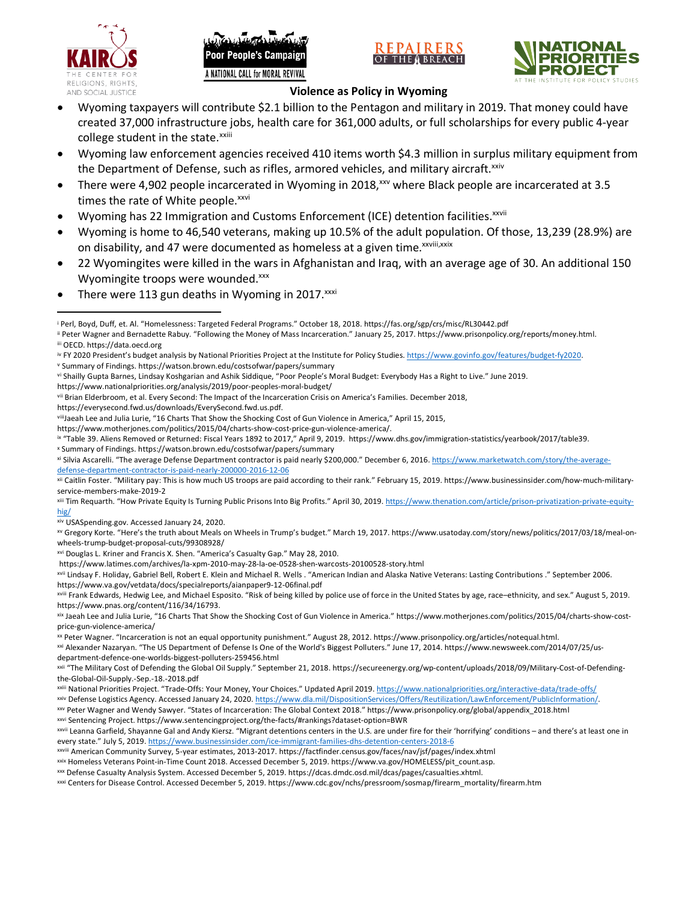## Violence as Policy in Wyoming

- Wyoming taxpayers will contribute $2.1 billion to the Pentagon and military in 2019. That money could have created 37,000 infrastructure jobs, health care for 361,000 adults, or full scholarships for every public 4-year college student in the state.[xxiii]
- Wyoming law enforcement agencies received 410 items worth $4.3 million in surplus military equipment from the Department of Defense, such as rifles, armored vehicles, and military aircraft.[xxiv]
- There were 4,902 people incarcerated in Wyoming in 2018,[xxv] where Black people are incarcerated at 3.5 times the rate of White people.[xxvi]
- Wyoming has 22 Immigration and Customs Enforcement (ICE) detention facilities.[xxvii]
- Wyoming is home to 46,540 veterans, making up 10.5% of the adult population. Of those, 13,239 (28.9%) are on disability, and 47 were documented as homeless at a given time.[xxviii,xxix]
- 22 Wyomingites were killed in the wars in Afghanistan and Iraq, with an average age of 30. An additional 150 Wyomingite troops were wounded.[xxx]
- There were 113 gun deaths in Wyoming in 2017.[xxxi]

---

[i] Perl, Boyd, Duff, et. Al. "Homelessness: Targeted Federal Programs." October 18, 2018. https://fas.org/sgp/crs/misc/RL30442.pdf

[ii] Peter Wagner and Bernadette Rabuy. "Following the Money of Mass Incarceration." January 25, 2017. https://www.prisonpolicy.org/reports/money.html.

[iii] OECD. https://data.oecd.org

[iv] FY 2020 President's budget analysis by National Priorities Project at the Institute for Policy Studies. https://www.govinfo.gov/features/budget-fy2020.

[v] Summary of Findings. https://watson.brown.edu/costsofwar/papers/summary

[vi] Shailly Gupta Barnes, Lindsay Koshgarian and Ashik Siddique, "Poor People's Moral Budget: Everybody Has a Right to Live." June 2019. https://www.nationalpriorities.org/analysis/2019/poor-peoples-moral-budget/

[vii] Brian Elderbroom, et al. Every Second: The Impact of the Incarceration Crisis on America's Families. December 2018, https://everysecond.fwd.us/downloads/EverySecond.fwd.us.pdf.

[viii] Jaeah Lee and Julia Lurie, "16 Charts That Show the Shocking Cost of Gun Violence in America," April 15, 2015, https://www.motherjones.com/politics/2015/04/charts-show-cost-price-gun-violence-america/.

[ix] "Table 39. Aliens Removed or Returned: Fiscal Years 1892 to 2017," April 9, 2019. https://www.dhs.gov/immigration-statistics/yearbook/2017/table39.

[x] Summary of Findings. https://watson.brown.edu/costsofwar/papers/summary

[xi] Silvia Ascarelli. "The average Defense Department contractor is paid nearly $200,000." December 6, 2016. https://www.marketwatch.com/story/the-average-defense-department-contractor-is-paid-nearly-200000-2016-12-06

[xii] Caitlin Foster. "Military pay: This is how much US troops are paid according to their rank." February 15, 2019. https://www.businessinsider.com/how-much-military-service-members-make-2019-2

[xiii] Tim Requarth. "How Private Equity Is Turning Public Prisons Into Big Profits." April 30, 2019. https://www.thenation.com/article/prison-privatization-private-equity-hig/

[xiv] USASpending.gov. Accessed January 24, 2020.

[xv] Gregory Korte. "Here's the truth about Meals on Wheels in Trump's budget." March 19, 2017. https://www.usatoday.com/story/news/politics/2017/03/18/meal-on-wheels-trump-budget-proposal-cuts/99308928/

[xvi] Douglas L. Kriner and Francis X. Shen. "America's Casualty Gap." May 28, 2010. https://www.latimes.com/archives/la-xpm-2010-may-28-la-oe-0528-shen-warcosts-20100528-story.html

[xvii] Lindsay F. Holiday, Gabriel Bell, Robert E. Klein and Michael R. Wells . "American Indian and Alaska Native Veterans: Lasting Contributions ." September 2006. https://www.va.gov/vetdata/docs/specialreports/aianpaper9-12-06final.pdf

[xviii] Frank Edwards, Hedwig Lee, and Michael Esposito. "Risk of being killed by police use of force in the United States by age, race–ethnicity, and sex." August 5, 2019. https://www.pnas.org/content/116/34/16793.

[xix] Jaeah Lee and Julia Lurie, "16 Charts That Show the Shocking Cost of Gun Violence in America." https://www.motherjones.com/politics/2015/04/charts-show-cost-price-gun-violence-america/

[xx] Peter Wagner. "Incarceration is not an equal opportunity punishment." August 28, 2012. https://www.prisonpolicy.org/articles/notequal.html.

[xxi] Alexander Nazaryan. "The US Department of Defense Is One of the World's Biggest Polluters." June 17, 2014. https://www.newsweek.com/2014/07/25/us-department-defence-one-worlds-biggest-polluters-259456.html

[xxii] "The Military Cost of Defending the Global Oil Supply." September 21, 2018. https://secureenergy.org/wp-content/uploads/2018/09/Military-Cost-of-Defending-the-Global-Oil-Supply.-Sep.-18.-2018.pdf

[xxiii] National Priorities Project. "Trade-Offs: Your Money, Your Choices." Updated April 2019. https://www.nationalpriorities.org/interactive-data/trade-offs/

[xxiv] Defense Logistics Agency. Accessed January 24, 2020. https://www.dla.mil/DispositionServices/Offers/Reutilization/LawEnforcement/PublicInformation/.

[xxv] Peter Wagner and Wendy Sawyer. "States of Incarceration: The Global Context 2018." https://www.prisonpolicy.org/global/appendix_2018.html

[xxvi] Sentencing Project. https://www.sentencingproject.org/the-facts/#rankings?dataset-option=BWR

[xxvii] Leanna Garfield, Shayanne Gal and Andy Kiersz. "Migrant detentions centers in the U.S. are under fire for their 'horrifying' conditions – and there's at least one in every state." July 5, 2019. https://www.businessinsider.com/ice-immigrant-families-dhs-detention-centers-2018-6

[xxviii] American Community Survey, 5-year estimates, 2013-2017. https://factfinder.census.gov/faces/nav/jsf/pages/index.xhtml

[xxix] Homeless Veterans Point-in-Time Count 2018. Accessed December 5, 2019. https://www.va.gov/HOMELESS/pit_count.asp.

[xxx] Defense Casualty Analysis System. Accessed December 5, 2019. https://dcas.dmdc.osd.mil/dcas/pages/casualties.xhtml.

[xxxi] Centers for Disease Control. Accessed December 5, 2019. https://www.cdc.gov/nchs/pressroom/sosmap/firearm_mortality/firearm.htm